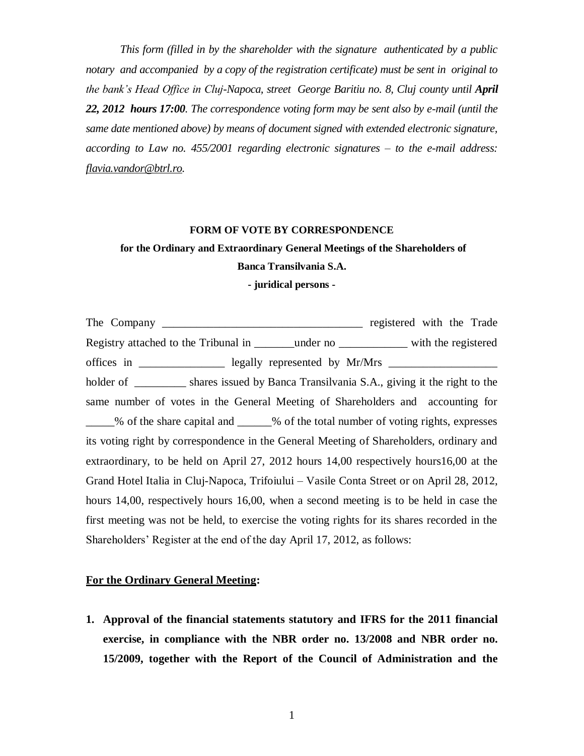*This form (filled in by the shareholder with the signature authenticated by a public notary and accompanied by a copy of the registration certificate) must be sent in original to the bank's Head Office in Cluj-Napoca, street George Baritiu no. 8, Cluj county until **April 22, 2012 hours 17:00**. The correspondence voting form may be sent also by e-mail (until the same date mentioned above) by means of document signed with extended electronic signature, according to Law no. 455/2001 regarding electronic signatures – to the e-mail address: flavia.vandor@btrl.ro.*

**FORM OF VOTE BY CORRESPONDENCE**

**for the Ordinary and Extraordinary General Meetings of the Shareholders of Banca Transilvania S.A.**

**- juridical persons -**

The Company ____________________________________ registered with the Trade Registry attached to the Tribunal in _______under no ____________ with the registered offices in _______________ legally represented by Mr/Mrs ___________________ holder of _________ shares issued by Banca Transilvania S.A., giving it the right to the same number of votes in the General Meeting of Shareholders and accounting for _____% of the share capital and ______% of the total number of voting rights, expresses its voting right by correspondence in the General Meeting of Shareholders, ordinary and extraordinary, to be held on April 27, 2012 hours 14,00 respectively hours16,00 at the Grand Hotel Italia in Cluj-Napoca, Trifoiului – Vasile Conta Street or on April 28, 2012, hours 14,00, respectively hours 16,00, when a second meeting is to be held in case the first meeting was not be held, to exercise the voting rights for its shares recorded in the Shareholders' Register at the end of the day April 17, 2012, as follows:

**For the Ordinary General Meeting:**

1. **Approval of the financial statements statutory and IFRS for the 2011 financial exercise, in compliance with the NBR order no. 13/2008 and NBR order no. 15/2009, together with the Report of the Council of Administration and the**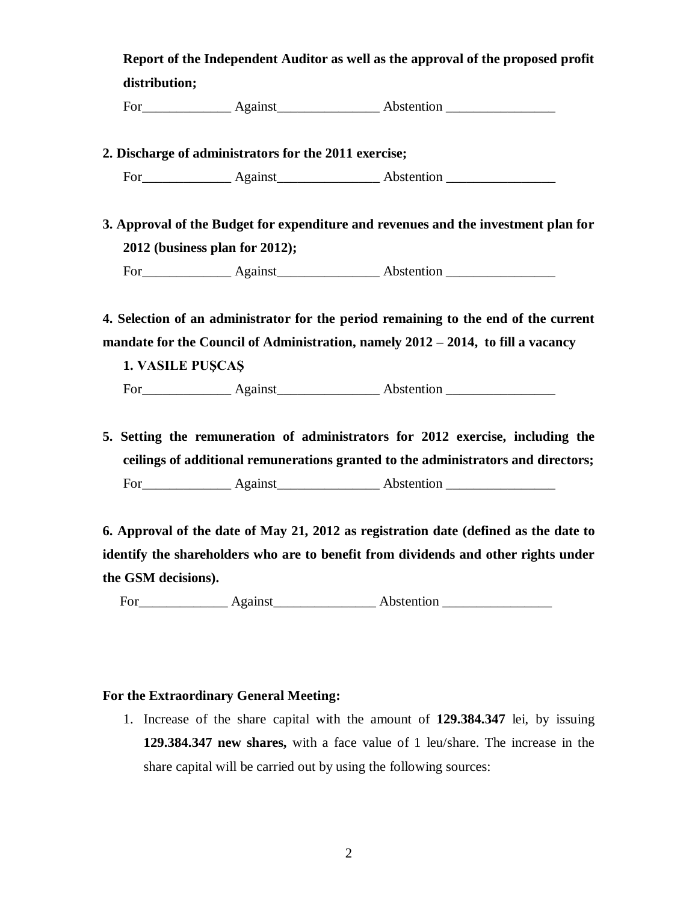**Report of the Independent Auditor as well as the approval of the proposed profit distribution;**

For_____________ Against_______________ Abstention ________________

**2. Discharge of administrators for the 2011 exercise;**

For_____________ Against_______________ Abstention ________________

**3. Approval of the Budget for expenditure and revenues and the investment plan for 2012 (business plan for 2012);**

For_____________ Against_______________ Abstention ________________

**4. Selection of an administrator for the period remaining to the end of the current mandate for the Council of Administration, namely 2012 – 2014, to fill a vacancy**

**1. VASILE PUŞCAŞ**

For_____________ Against_______________ Abstention ________________

**5. Setting the remuneration of administrators for 2012 exercise, including the ceilings of additional remunerations granted to the administrators and directors;**

For_____________ Against_______________ Abstention ________________

**6. Approval of the date of May 21, 2012 as registration date (defined as the date to identify the shareholders who are to benefit from dividends and other rights under the GSM decisions).**

For_____________ Against_______________ Abstention ________________

**For the Extraordinary General Meeting:**

1. Increase of the share capital with the amount of **129.384.347** lei, by issuing **129.384.347 new shares,** with a face value of 1 leu/share. The increase in the share capital will be carried out by using the following sources: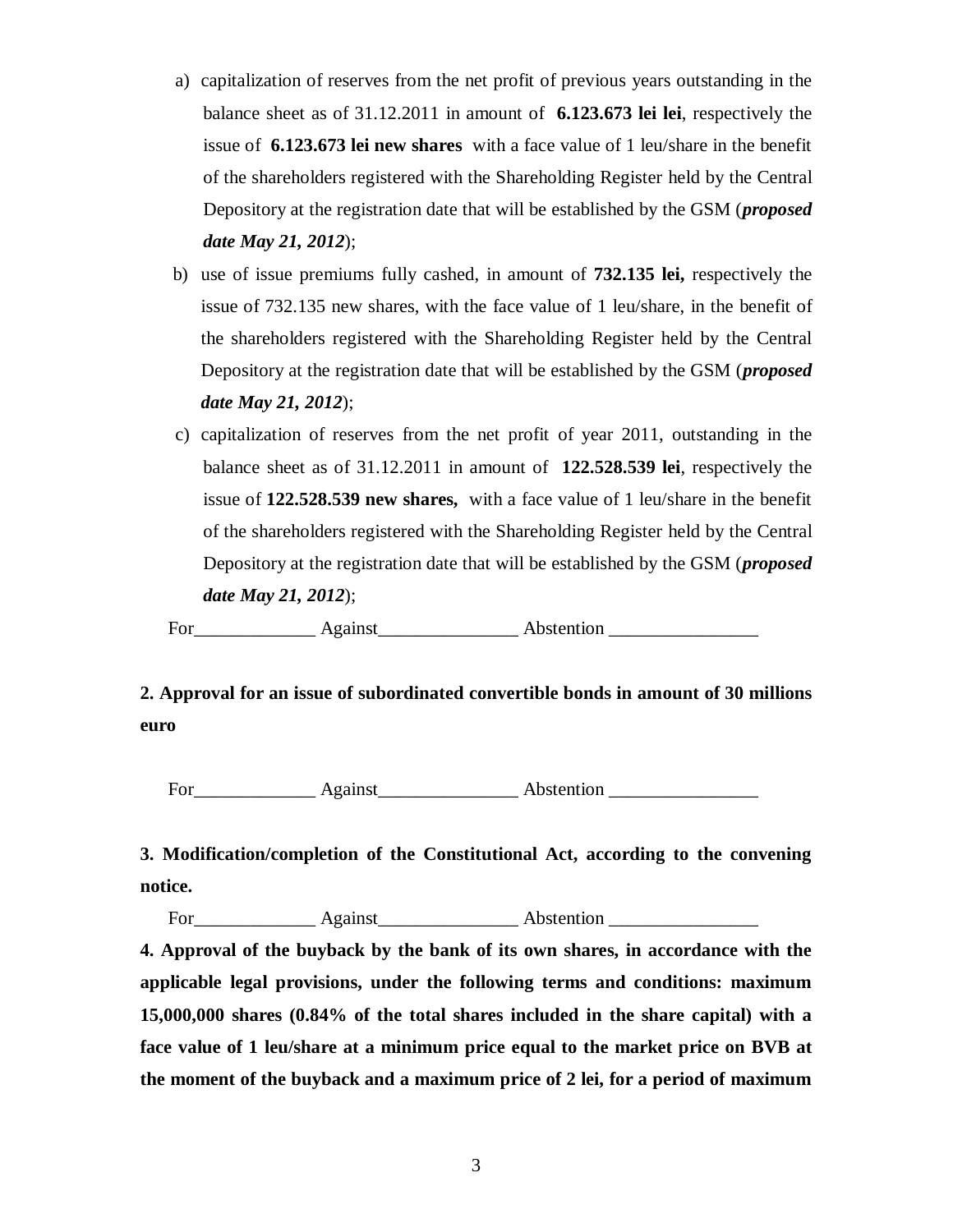a) capitalization of reserves from the net profit of previous years outstanding in the balance sheet as of 31.12.2011 in amount of **6.123.673 lei lei**, respectively the issue of **6.123.673 lei new shares** with a face value of 1 leu/share in the benefit of the shareholders registered with the Shareholding Register held by the Central Depository at the registration date that will be established by the GSM (***proposed date May 21, 2012***);

b) use of issue premiums fully cashed, in amount of **732.135 lei,** respectively the issue of 732.135 new shares, with the face value of 1 leu/share, in the benefit of the shareholders registered with the Shareholding Register held by the Central Depository at the registration date that will be established by the GSM (***proposed date May 21, 2012***);

c) capitalization of reserves from the net profit of year 2011, outstanding in the balance sheet as of 31.12.2011 in amount of **122.528.539 lei**, respectively the issue of **122.528.539 new shares,** with a face value of 1 leu/share in the benefit of the shareholders registered with the Shareholding Register held by the Central Depository at the registration date that will be established by the GSM (***proposed date May 21, 2012***);

For_____________ Against_______________ Abstention ________________

**2. Approval for an issue of subordinated convertible bonds in amount of 30 millions euro**

For_____________ Against_______________ Abstention ________________

**3. Modification/completion of the Constitutional Act, according to the convening notice.**

For_____________ Against_______________ Abstention ________________

**4. Approval of the buyback by the bank of its own shares, in accordance with the applicable legal provisions, under the following terms and conditions: maximum 15,000,000 shares (0.84% of the total shares included in the share capital) with a face value of 1 leu/share at a minimum price equal to the market price on BVB at the moment of the buyback and a maximum price of 2 lei, for a period of maximum**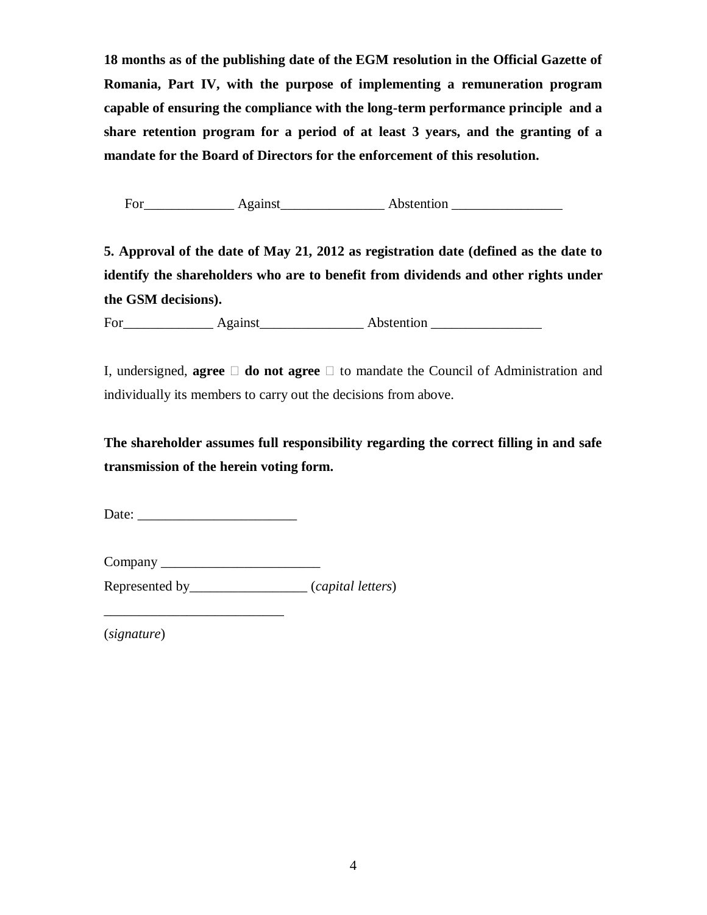**18 months as of the publishing date of the EGM resolution in the Official Gazette of Romania, Part IV, with the purpose of implementing a remuneration program capable of ensuring the compliance with the long-term performance principle and a share retention program for a period of at least 3 years, and the granting of a mandate for the Board of Directors for the enforcement of this resolution.**

For_____________ Against_______________ Abstention ________________

**5. Approval of the date of May 21, 2012 as registration date (defined as the date to identify the shareholders who are to benefit from dividends and other rights under the GSM decisions).**

For_____________ Against_______________ Abstention ________________

I, undersigned, **agree** □ **do not agree** □ to mandate the Council of Administration and individually its members to carry out the decisions from above.

**The shareholder assumes full responsibility regarding the correct filling in and safe transmission of the herein voting form.**

Date: _______________________

Company _______________________

Represented by_________________ (*capital letters*)

__________________________

(*signature*)